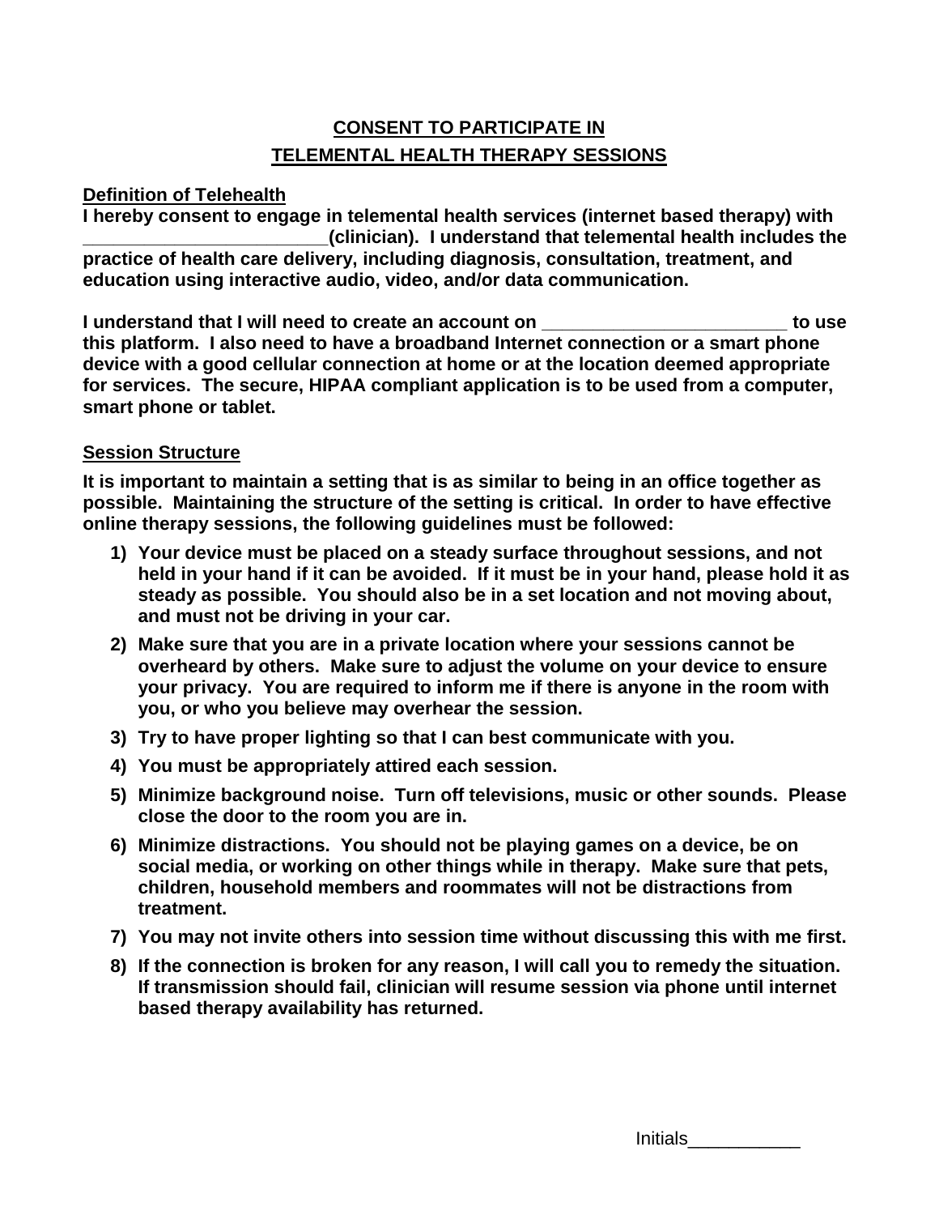# CONSENT TO PARTICIPATE IN TELEMENTAL HEALTH THERAPY SESSIONS

## Definition of Telehealth

**I hereby consent to engage in telemental health services (internet based therapy) with ________________________(clinician). I understand that telemental health includes the practice of health care delivery, including diagnosis, consultation, treatment, and education using interactive audio, video, and/or data communication.**

**I understand that I will need to create an account on ________________________ to use this platform. I also need to have a broadband Internet connection or a smart phone device with a good cellular connection at home or at the location deemed appropriate for services. The secure, HIPAA compliant application is to be used from a computer, smart phone or tablet.**

## Session Structure

**It is important to maintain a setting that is as similar to being in an office together as possible. Maintaining the structure of the setting is critical. In order to have effective online therapy sessions, the following guidelines must be followed:**

1) **Your device must be placed on a steady surface throughout sessions, and not held in your hand if it can be avoided. If it must be in your hand, please hold it as steady as possible. You should also be in a set location and not moving about, and must not be driving in your car.**
2) **Make sure that you are in a private location where your sessions cannot be overheard by others. Make sure to adjust the volume on your device to ensure your privacy. You are required to inform me if there is anyone in the room with you, or who you believe may overhear the session.**
3) **Try to have proper lighting so that I can best communicate with you.**
4) **You must be appropriately attired each session.**
5) **Minimize background noise. Turn off televisions, music or other sounds. Please close the door to the room you are in.**
6) **Minimize distractions. You should not be playing games on a device, be on social media, or working on other things while in therapy. Make sure that pets, children, household members and roommates will not be distractions from treatment.**
7) **You may not invite others into session time without discussing this with me first.**
8) **If the connection is broken for any reason, I will call you to remedy the situation. If transmission should fail, clinician will resume session via phone until internet based therapy availability has returned.**

Initials___________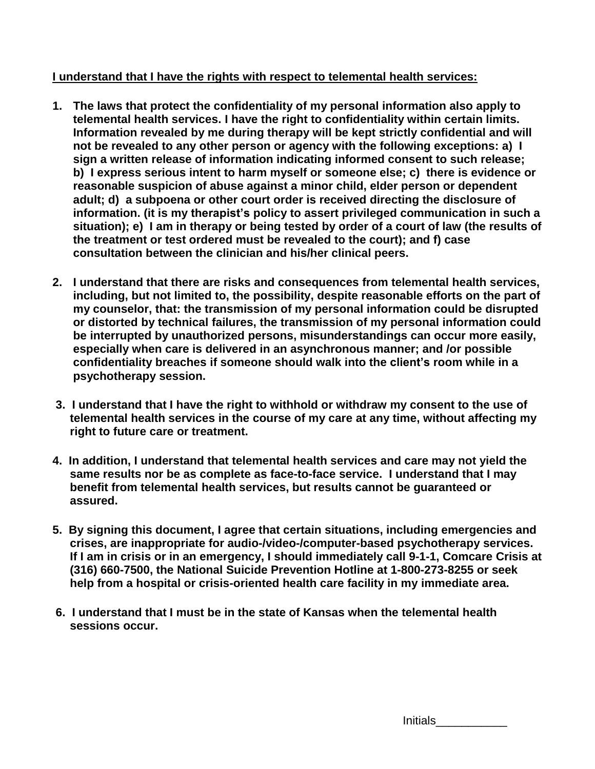**<u>I understand that I have the rights with respect to telemental health services:</u>**

1. **The laws that protect the confidentiality of my personal information also apply to telemental health services. I have the right to confidentiality within certain limits. Information revealed by me during therapy will be kept strictly confidential and will not be revealed to any other person or agency with the following exceptions: a) I sign a written release of information indicating informed consent to such release; b) I express serious intent to harm myself or someone else; c) there is evidence or reasonable suspicion of abuse against a minor child, elder person or dependent adult; d) a subpoena or other court order is received directing the disclosure of information. (it is my therapist's policy to assert privileged communication in such a situation); e) I am in therapy or being tested by order of a court of law (the results of the treatment or test ordered must be revealed to the court); and f) case consultation between the clinician and his/her clinical peers.**

2. **I understand that there are risks and consequences from telemental health services, including, but not limited to, the possibility, despite reasonable efforts on the part of my counselor, that: the transmission of my personal information could be disrupted or distorted by technical failures, the transmission of my personal information could be interrupted by unauthorized persons, misunderstandings can occur more easily, especially when care is delivered in an asynchronous manner; and /or possible confidentiality breaches if someone should walk into the client's room while in a psychotherapy session.**

3. **I understand that I have the right to withhold or withdraw my consent to the use of telemental health services in the course of my care at any time, without affecting my right to future care or treatment.**

4. **In addition, I understand that telemental health services and care may not yield the same results nor be as complete as face-to-face service. I understand that I may benefit from telemental health services, but results cannot be guaranteed or assured.**

5. **By signing this document, I agree that certain situations, including emergencies and crises, are inappropriate for audio-/video-/computer-based psychotherapy services. If I am in crisis or in an emergency, I should immediately call 9-1-1, Comcare Crisis at (316) 660-7500, the National Suicide Prevention Hotline at 1-800-273-8255 or seek help from a hospital or crisis-oriented health care facility in my immediate area.**

6. **I understand that I must be in the state of Kansas when the telemental health sessions occur.**

Initials___________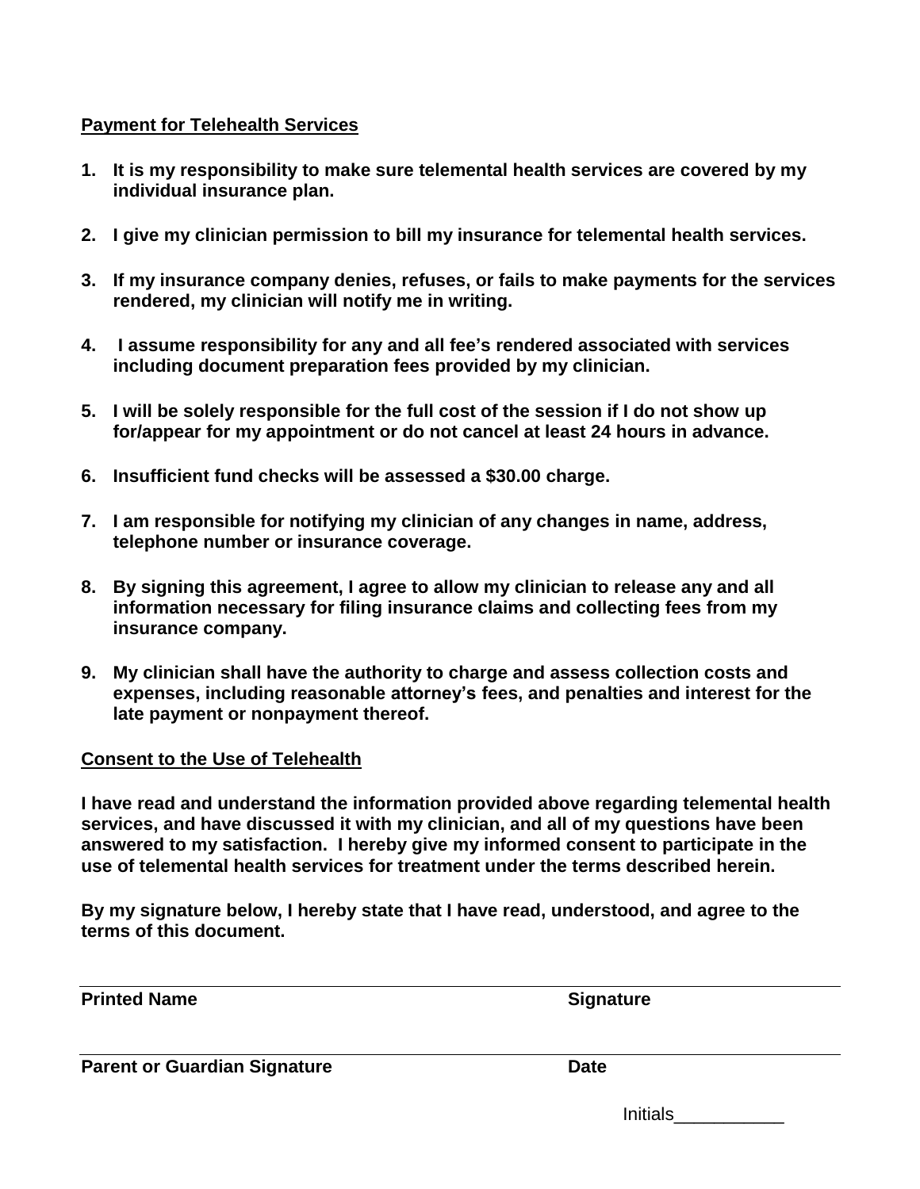## Payment for Telehealth Services

1. **It is my responsibility to make sure telemental health services are covered by my individual insurance plan.**

2. **I give my clinician permission to bill my insurance for telemental health services.**

3. **If my insurance company denies, refuses, or fails to make payments for the services rendered, my clinician will notify me in writing.**

4. **I assume responsibility for any and all fee's rendered associated with services including document preparation fees provided by my clinician.**

5. **I will be solely responsible for the full cost of the session if I do not show up for/appear for my appointment or do not cancel at least 24 hours in advance.**

6. **Insufficient fund checks will be assessed a $30.00 charge.**

7. **I am responsible for notifying my clinician of any changes in name, address, telephone number or insurance coverage.**

8. **By signing this agreement, I agree to allow my clinician to release any and all information necessary for filing insurance claims and collecting fees from my insurance company.**

9. **My clinician shall have the authority to charge and assess collection costs and expenses, including reasonable attorney's fees, and penalties and interest for the late payment or nonpayment thereof.**

## Consent to the Use of Telehealth

**I have read and understand the information provided above regarding telemental health services, and have discussed it with my clinician, and all of my questions have been answered to my satisfaction. I hereby give my informed consent to participate in the use of telemental health services for treatment under the terms described herein.**

**By my signature below, I hereby state that I have read, understood, and agree to the terms of this document.**

______________________________________________________________________

**Printed Name** **Signature**

______________________________________________________________________

**Parent or Guardian Signature** **Date**

Initials___________